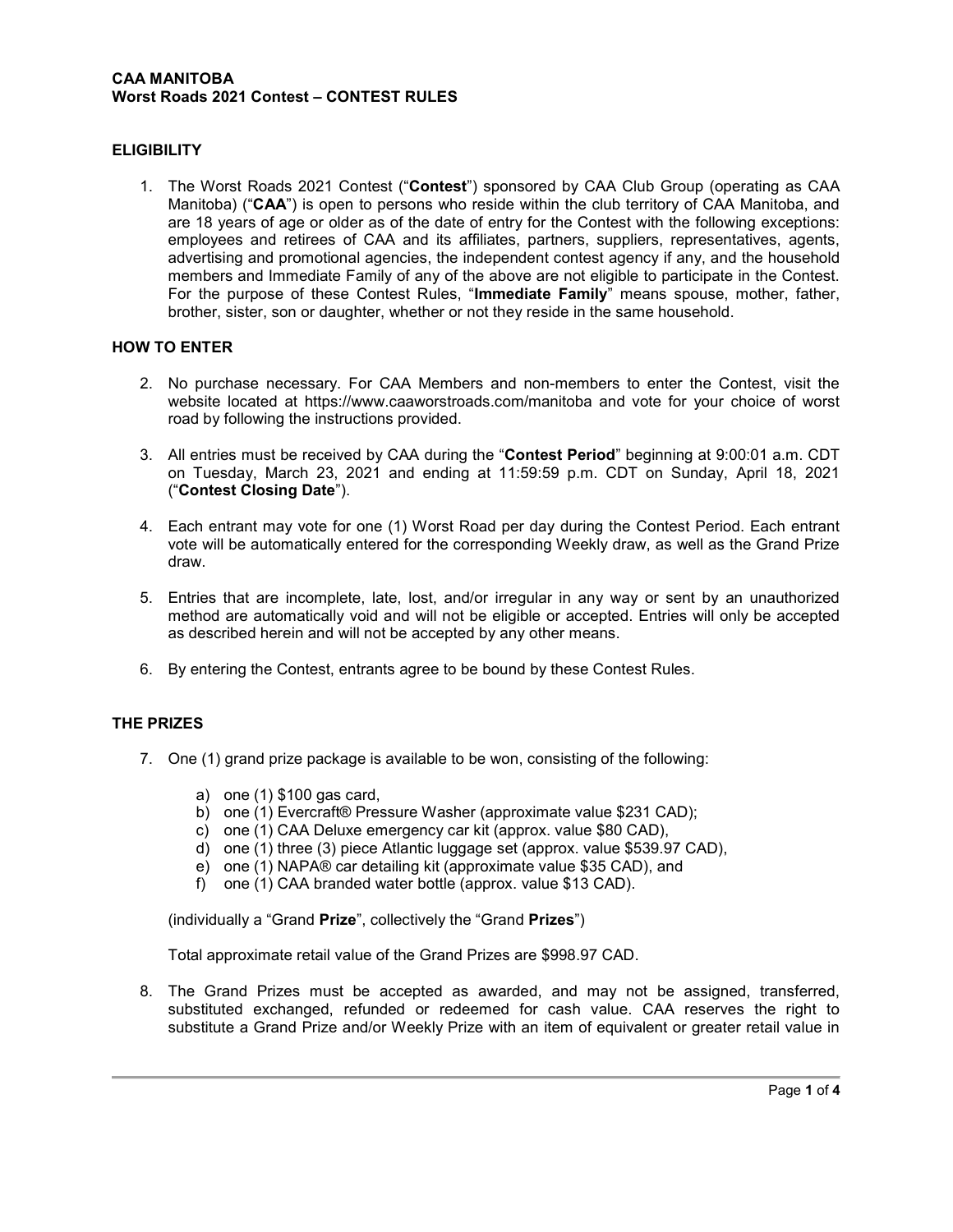**CAA MANITOBA**
**Worst Roads 2021 Contest – CONTEST RULES**

## ELIGIBILITY

1. The Worst Roads 2021 Contest ("**Contest**") sponsored by CAA Club Group (operating as CAA Manitoba) ("**CAA**") is open to persons who reside within the club territory of CAA Manitoba, and are 18 years of age or older as of the date of entry for the Contest with the following exceptions: employees and retirees of CAA and its affiliates, partners, suppliers, representatives, agents, advertising and promotional agencies, the independent contest agency if any, and the household members and Immediate Family of any of the above are not eligible to participate in the Contest. For the purpose of these Contest Rules, "**Immediate Family**" means spouse, mother, father, brother, sister, son or daughter, whether or not they reside in the same household.

## HOW TO ENTER

2. No purchase necessary. For CAA Members and non-members to enter the Contest, visit the website located at https://www.caaworstroads.com/manitoba and vote for your choice of worst road by following the instructions provided.

3. All entries must be received by CAA during the "**Contest Period**" beginning at 9:00:01 a.m. CDT on Tuesday, March 23, 2021 and ending at 11:59:59 p.m. CDT on Sunday, April 18, 2021 ("**Contest Closing Date**").

4. Each entrant may vote for one (1) Worst Road per day during the Contest Period. Each entrant vote will be automatically entered for the corresponding Weekly draw, as well as the Grand Prize draw.

5. Entries that are incomplete, late, lost, and/or irregular in any way or sent by an unauthorized method are automatically void and will not be eligible or accepted. Entries will only be accepted as described herein and will not be accepted by any other means.

6. By entering the Contest, entrants agree to be bound by these Contest Rules.

## THE PRIZES

7. One (1) grand prize package is available to be won, consisting of the following:

   a) one (1) $100 gas card,
   b) one (1) Evercraft® Pressure Washer (approximate value $231 CAD);
   c) one (1) CAA Deluxe emergency car kit (approx. value $80 CAD),
   d) one (1) three (3) piece Atlantic luggage set (approx. value $539.97 CAD),
   e) one (1) NAPA® car detailing kit (approximate value $35 CAD), and
   f) one (1) CAA branded water bottle (approx. value $13 CAD).

   (individually a "Grand **Prize**", collectively the "Grand **Prizes**")

   Total approximate retail value of the Grand Prizes are $998.97 CAD.

8. The Grand Prizes must be accepted as awarded, and may not be assigned, transferred, substituted exchanged, refunded or redeemed for cash value. CAA reserves the right to substitute a Grand Prize and/or Weekly Prize with an item of equivalent or greater retail value in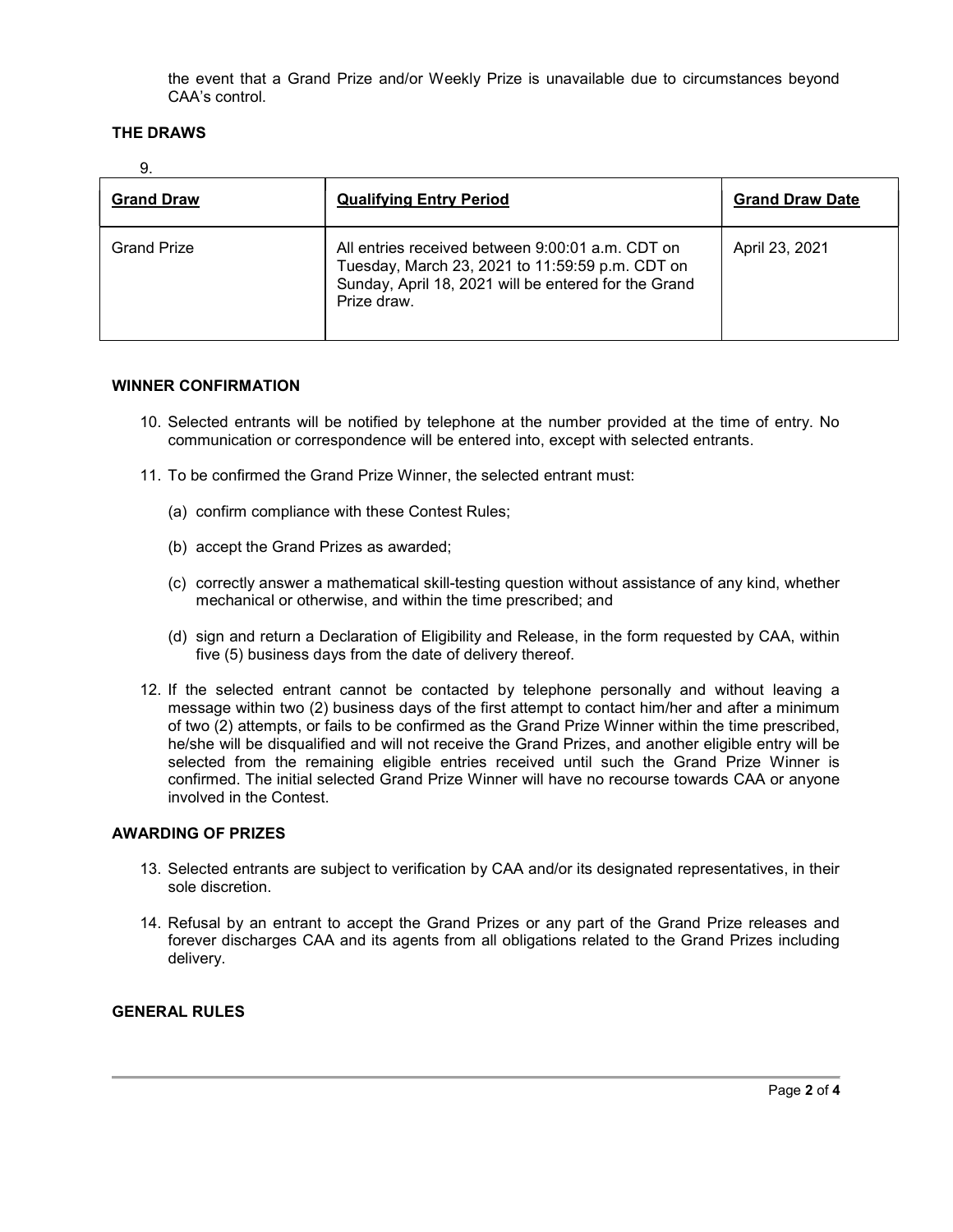the event that a Grand Prize and/or Weekly Prize is unavailable due to circumstances beyond CAA's control.

**THE DRAWS**

9.

| Grand Draw | Qualifying Entry Period | Grand Draw Date |
|---|---|---|
| Grand Prize | All entries received between 9:00:01 a.m. CDT on Tuesday, March 23, 2021 to 11:59:59 p.m. CDT on Sunday, April 18, 2021 will be entered for the Grand Prize draw. | April 23, 2021 |

**WINNER CONFIRMATION**

10. Selected entrants will be notified by telephone at the number provided at the time of entry. No communication or correspondence will be entered into, except with selected entrants.

11. To be confirmed the Grand Prize Winner, the selected entrant must:

    (a) confirm compliance with these Contest Rules;

    (b) accept the Grand Prizes as awarded;

    (c) correctly answer a mathematical skill-testing question without assistance of any kind, whether mechanical or otherwise, and within the time prescribed; and

    (d) sign and return a Declaration of Eligibility and Release, in the form requested by CAA, within five (5) business days from the date of delivery thereof.

12. If the selected entrant cannot be contacted by telephone personally and without leaving a message within two (2) business days of the first attempt to contact him/her and after a minimum of two (2) attempts, or fails to be confirmed as the Grand Prize Winner within the time prescribed, he/she will be disqualified and will not receive the Grand Prizes, and another eligible entry will be selected from the remaining eligible entries received until such the Grand Prize Winner is confirmed. The initial selected Grand Prize Winner will have no recourse towards CAA or anyone involved in the Contest.

**AWARDING OF PRIZES**

13. Selected entrants are subject to verification by CAA and/or its designated representatives, in their sole discretion.

14. Refusal by an entrant to accept the Grand Prizes or any part of the Grand Prize releases and forever discharges CAA and its agents from all obligations related to the Grand Prizes including delivery.

**GENERAL RULES**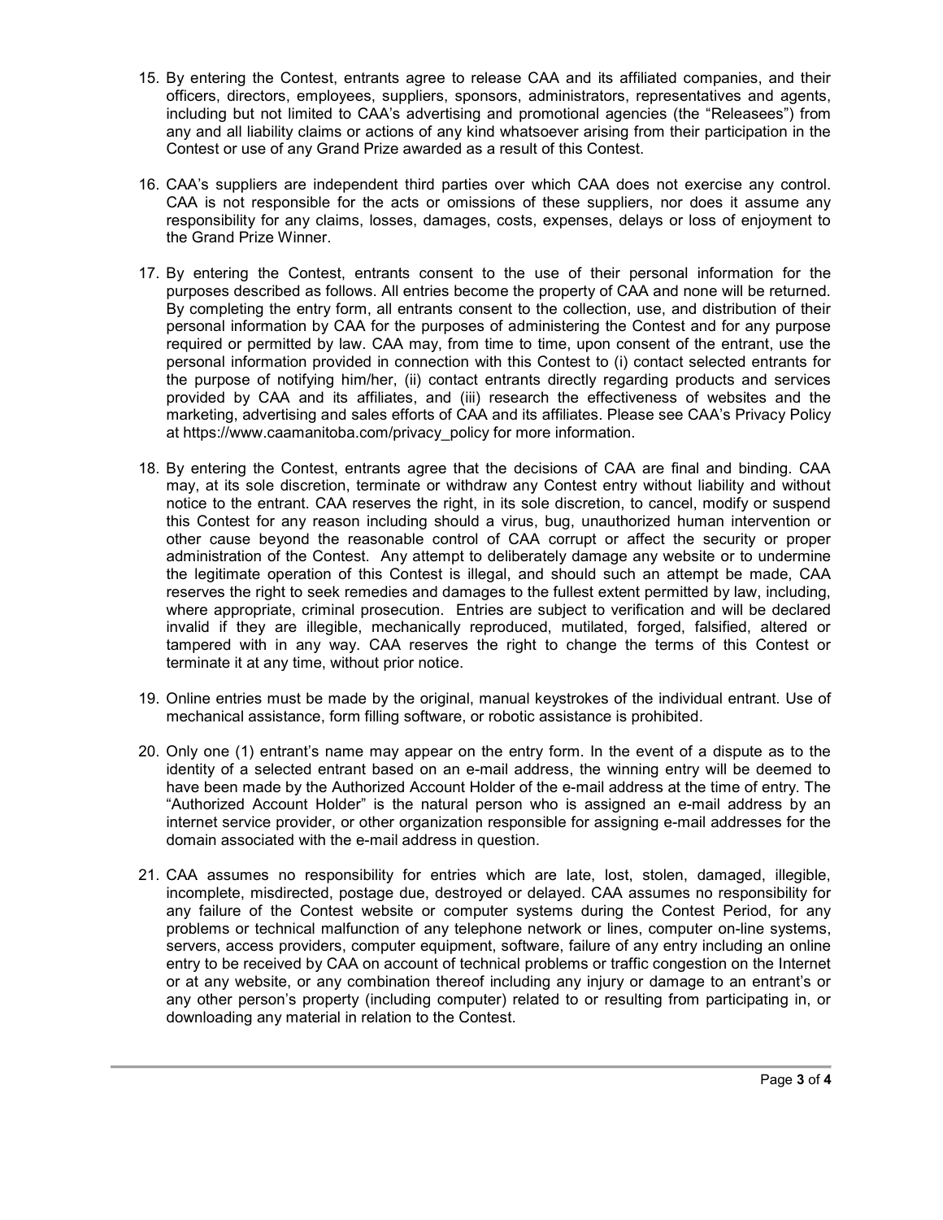15. By entering the Contest, entrants agree to release CAA and its affiliated companies, and their officers, directors, employees, suppliers, sponsors, administrators, representatives and agents, including but not limited to CAA's advertising and promotional agencies (the "Releasees") from any and all liability claims or actions of any kind whatsoever arising from their participation in the Contest or use of any Grand Prize awarded as a result of this Contest.

16. CAA's suppliers are independent third parties over which CAA does not exercise any control. CAA is not responsible for the acts or omissions of these suppliers, nor does it assume any responsibility for any claims, losses, damages, costs, expenses, delays or loss of enjoyment to the Grand Prize Winner.

17. By entering the Contest, entrants consent to the use of their personal information for the purposes described as follows. All entries become the property of CAA and none will be returned. By completing the entry form, all entrants consent to the collection, use, and distribution of their personal information by CAA for the purposes of administering the Contest and for any purpose required or permitted by law. CAA may, from time to time, upon consent of the entrant, use the personal information provided in connection with this Contest to (i) contact selected entrants for the purpose of notifying him/her, (ii) contact entrants directly regarding products and services provided by CAA and its affiliates, and (iii) research the effectiveness of websites and the marketing, advertising and sales efforts of CAA and its affiliates. Please see CAA's Privacy Policy at https://www.caamanitoba.com/privacy_policy for more information.

18. By entering the Contest, entrants agree that the decisions of CAA are final and binding. CAA may, at its sole discretion, terminate or withdraw any Contest entry without liability and without notice to the entrant. CAA reserves the right, in its sole discretion, to cancel, modify or suspend this Contest for any reason including should a virus, bug, unauthorized human intervention or other cause beyond the reasonable control of CAA corrupt or affect the security or proper administration of the Contest. Any attempt to deliberately damage any website or to undermine the legitimate operation of this Contest is illegal, and should such an attempt be made, CAA reserves the right to seek remedies and damages to the fullest extent permitted by law, including, where appropriate, criminal prosecution. Entries are subject to verification and will be declared invalid if they are illegible, mechanically reproduced, mutilated, forged, falsified, altered or tampered with in any way. CAA reserves the right to change the terms of this Contest or terminate it at any time, without prior notice.

19. Online entries must be made by the original, manual keystrokes of the individual entrant. Use of mechanical assistance, form filling software, or robotic assistance is prohibited.

20. Only one (1) entrant's name may appear on the entry form. In the event of a dispute as to the identity of a selected entrant based on an e-mail address, the winning entry will be deemed to have been made by the Authorized Account Holder of the e-mail address at the time of entry. The "Authorized Account Holder" is the natural person who is assigned an e-mail address by an internet service provider, or other organization responsible for assigning e-mail addresses for the domain associated with the e-mail address in question.

21. CAA assumes no responsibility for entries which are late, lost, stolen, damaged, illegible, incomplete, misdirected, postage due, destroyed or delayed. CAA assumes no responsibility for any failure of the Contest website or computer systems during the Contest Period, for any problems or technical malfunction of any telephone network or lines, computer on-line systems, servers, access providers, computer equipment, software, failure of any entry including an online entry to be received by CAA on account of technical problems or traffic congestion on the Internet or at any website, or any combination thereof including any injury or damage to an entrant's or any other person's property (including computer) related to or resulting from participating in, or downloading any material in relation to the Contest.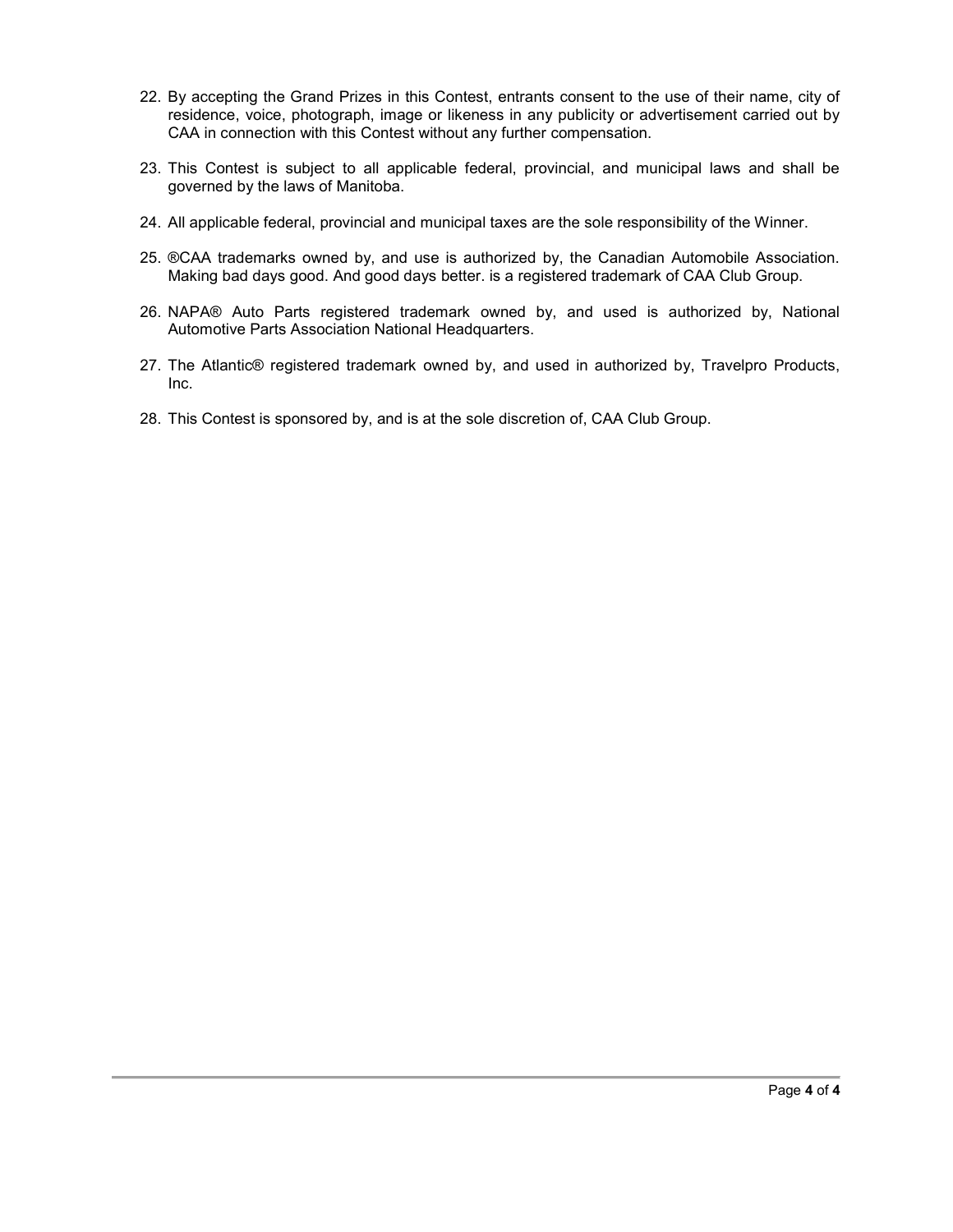22. By accepting the Grand Prizes in this Contest, entrants consent to the use of their name, city of residence, voice, photograph, image or likeness in any publicity or advertisement carried out by CAA in connection with this Contest without any further compensation.

23. This Contest is subject to all applicable federal, provincial, and municipal laws and shall be governed by the laws of Manitoba.

24. All applicable federal, provincial and municipal taxes are the sole responsibility of the Winner.

25. ®CAA trademarks owned by, and use is authorized by, the Canadian Automobile Association. Making bad days good. And good days better. is a registered trademark of CAA Club Group.

26. NAPA® Auto Parts registered trademark owned by, and used is authorized by, National Automotive Parts Association National Headquarters.

27. The Atlantic® registered trademark owned by, and used in authorized by, Travelpro Products, Inc.

28. This Contest is sponsored by, and is at the sole discretion of, CAA Club Group.